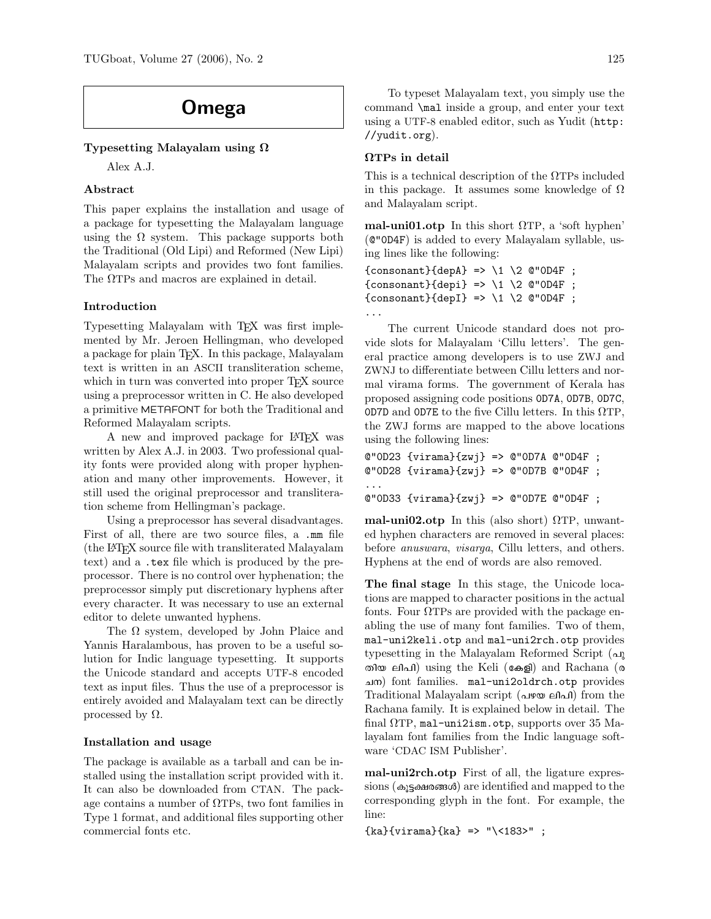# Omega

### Typesetting Malayalam using Ω

Alex A.J.

### Abstract

This paper explains the installation and usage of a package for typesetting the Malayalam language using the Ω system. This package supports both the Traditional (Old Lipi) and Reformed (New Lipi) Malayalam scripts and provides two font families. The ΩTPs and macros are explained in detail.

### Introduction

Typesetting Malayalam with TEX was first implemented by Mr. Jeroen Hellingman, who developed a package for plain TEX. In this package, Malayalam text is written in an ASCII transliteration scheme, which in turn was converted into proper TEX source using a preprocessor written in C. He also developed a primitive METAFONT for both the Traditional and Reformed Malayalam scripts.

A new and improved package for LATEX was written by Alex A.J. in 2003. Two professional quality fonts were provided along with proper hyphenation and many other improvements. However, it still used the original preprocessor and transliteration scheme from Hellingman's package.

Using a preprocessor has several disadvantages. First of all, there are two source files, a `.mm` file (the LATEX source file with transliterated Malayalam text) and a `.tex` file which is produced by the preprocessor. There is no control over hyphenation; the preprocessor simply put discretionary hyphens after every character. It was necessary to use an external editor to delete unwanted hyphens.

The Ω system, developed by John Plaice and Yannis Haralambous, has proven to be a useful solution for Indic language typesetting. It supports the Unicode standard and accepts UTF-8 encoded text as input files. Thus the use of a preprocessor is entirely avoided and Malayalam text can be directly processed by Ω.

### Installation and usage

The package is available as a tarball and can be installed using the installation script provided with it. It can also be downloaded from CTAN. The package contains a number of ΩTPs, two font families in Type 1 format, and additional files supporting other commercial fonts etc.

To typeset Malayalam text, you simply use the command `\mal` inside a group, and enter your text using a UTF-8 enabled editor, such as Yudit (`http://yudit.org`).

### ΩTPs in detail

This is a technical description of the ΩTPs included in this package. It assumes some knowledge of Ω and Malayalam script.

**mal-uni01.otp** In this short ΩTP, a 'soft hyphen' (`@"0D4F`) is added to every Malayalam syllable, using lines like the following:

```
{consonant}{depA} => \1 \2 @"0D4F ;
{consonant}{depi} => \1 \2 @"0D4F ;
{consonant}{depI} => \1 \2 @"0D4F ;
...
```

The current Unicode standard does not provide slots for Malayalam 'Cillu letters'. The general practice among developers is to use ZWJ and ZWNJ to differentiate between Cillu letters and normal virama forms. The government of Kerala has proposed assigning code positions `0D7A`, `0D7B`, `0D7C`, `0D7D` and `0D7E` to the five Cillu letters. In this ΩTP, the ZWJ forms are mapped to the above locations using the following lines:

```
@"0D23 {virama}{zwj} => @"0D7A @"0D4F ;
@"0D28 {virama}{zwj} => @"0D7B @"0D4F ;
...
@"0D33 {virama}{zwj} => @"0D7E @"0D4F ;
```

**mal-uni02.otp** In this (also short) ΩTP, unwanted hyphen characters are removed in several places: before *anuswara*, *visarga*, Cillu letters, and others. Hyphens at the end of words are also removed.

**The final stage** In this stage, the Unicode locations are mapped to character positions in the actual fonts. Four ΩTPs are provided with the package enabling the use of many font families. Two of them, `mal-uni2keli.otp` and `mal-uni2rch.otp` provides typesetting in the Malayalam Reformed Script (പുതിയ ലിപി) using the Keli (കേളി) and Rachana (രചന) font families. `mal-uni2oldrch.otp` provides Traditional Malayalam script (പഴയ ലിപി) from the Rachana family. It is explained below in detail. The final ΩTP, `mal-uni2ism.otp`, supports over 35 Malayalam font families from the Indic language software 'CDAC ISM Publisher'.

**mal-uni2rch.otp** First of all, the ligature expressions (കൂട്ടക്ഷരങ്ങൾ) are identified and mapped to the corresponding glyph in the font. For example, the line:

```
{ka}{virama}{ka} => "\<183>" ;
```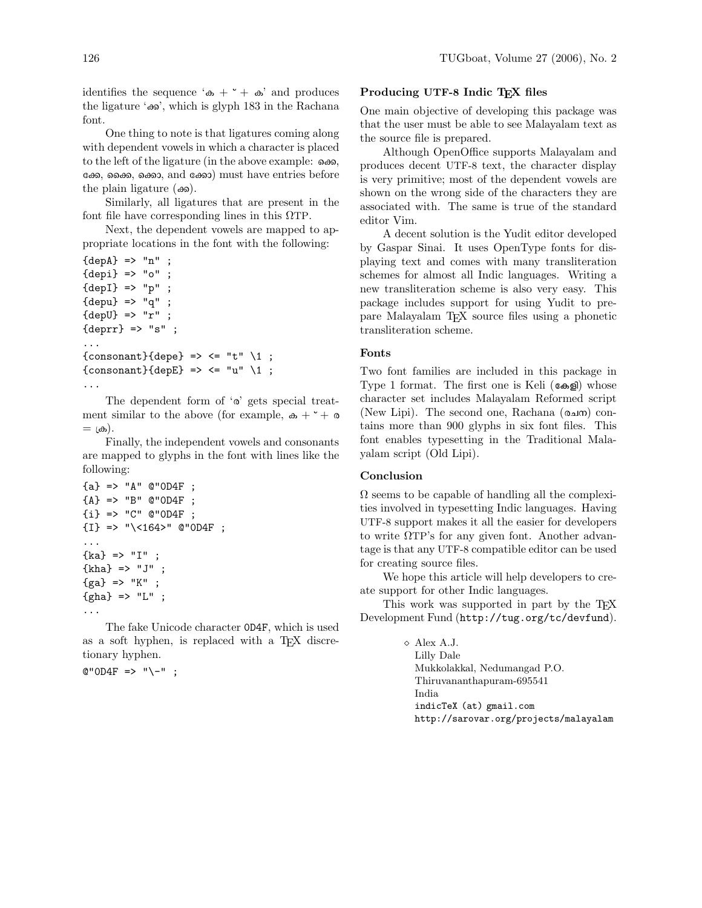identifies the sequence 'ക + ് + ക' and produces the ligature 'ക്ക', which is glyph 183 in the Rachana font.

One thing to note is that ligatures coming along with dependent vowels in which a character is placed to the left of the ligature (in the above example: ക്കെ, ക്കേ, ക്കൈ, ക്കൊ, and ക്കോ) must have entries before the plain ligature (ക്ക).

Similarly, all ligatures that are present in the font file have corresponding lines in this ΩTP.

Next, the dependent vowels are mapped to appropriate locations in the font with the following:

```
{depA} => "n" ;
{depi} => "o" ;
{depI} => "p" ;
{depu} => "q" ;
{depU} => "r" ;
{deprr} => "s" ;
...
{consonant}{depe} => <= "t" \1 ;
{consonant}{depE} => <= "u" \1 ;
...
```

The dependent form of 'ര' gets special treatment similar to the above (for example, ക + ് + ര = ക്ര).

Finally, the independent vowels and consonants are mapped to glyphs in the font with lines like the following:

```
{a} => "A" @"0D4F ;
{A} => "B" @"0D4F ;
{i} => "C" @"0D4F ;
{I} => "\<164>" @"0D4F ;
...
{ka} => "I" ;
{kha} => "J" ;
{ga} => "K" ;
{gha} => "L" ;
...
```

The fake Unicode character 0D4F, which is used as a soft hyphen, is replaced with a TEX discretionary hyphen.

```
@"0D4F => "\-" ;
```

### Producing UTF-8 Indic TEX files

One main objective of developing this package was that the user must be able to see Malayalam text as the source file is prepared.

Although OpenOffice supports Malayalam and produces decent UTF-8 text, the character display is very primitive; most of the dependent vowels are shown on the wrong side of the characters they are associated with. The same is true of the standard editor Vim.

A decent solution is the Yudit editor developed by Gaspar Sinai. It uses OpenType fonts for displaying text and comes with many transliteration schemes for almost all Indic languages. Writing a new transliteration scheme is also very easy. This package includes support for using Yudit to prepare Malayalam TEX source files using a phonetic transliteration scheme.

### Fonts

Two font families are included in this package in Type 1 format. The first one is Keli (കേളി) whose character set includes Malayalam Reformed script (New Lipi). The second one, Rachana (രചന) contains more than 900 glyphs in six font files. This font enables typesetting in the Traditional Malayalam script (Old Lipi).

### Conclusion

Ω seems to be capable of handling all the complexities involved in typesetting Indic languages. Having UTF-8 support makes it all the easier for developers to write ΩTP's for any given font. Another advantage is that any UTF-8 compatible editor can be used for creating source files.

We hope this article will help developers to create support for other Indic languages.

This work was supported in part by the TEX Development Fund (http://tug.org/tc/devfund).

◇ Alex A.J.
Lilly Dale
Mukkolakkal, Nedumangad P.O.
Thiruvananthapuram-695541
India
indicTeX (at) gmail.com
http://sarovar.org/projects/malayalam